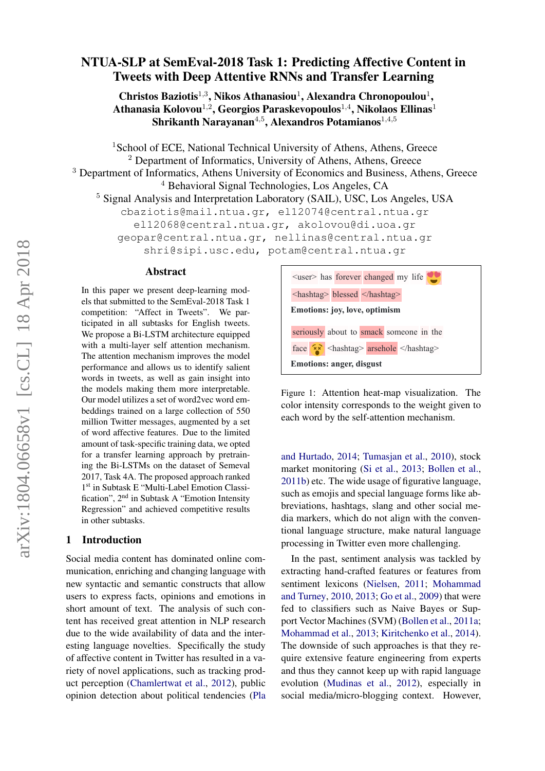# NTUA-SLP at SemEval-2018 Task 1: Predicting Affective Content in Tweets with Deep Attentive RNNs and Transfer Learning

**Christos Baziotis**[1,3], **Nikos Athanasiou**[1], **Alexandra Chronopoulou**[1], **Athanasia Kolovou**[1,2], **Georgios Paraskevopoulos**[1,4], **Nikolaos Ellinas**[1] **Shrikanth Narayanan**[4,5], **Alexandros Potamianos**[1,4,5]

[1]School of ECE, National Technical University of Athens, Athens, Greece
[2] Department of Informatics, University of Athens, Athens, Greece
[3] Department of Informatics, Athens University of Economics and Business, Athens, Greece
[4] Behavioral Signal Technologies, Los Angeles, CA
[5] Signal Analysis and Interpretation Laboratory (SAIL), USC, Los Angeles, USA

cbaziotis@mail.ntua.gr, el12074@central.ntua.gr
el12068@central.ntua.gr, akolovou@di.uoa.gr
geopar@central.ntua.gr, nellinas@central.ntua.gr
shri@sipi.usc.edu, potam@central.ntua.gr

## Abstract

In this paper we present deep-learning models that submitted to the SemEval-2018 Task 1 competition: "Affect in Tweets". We participated in all subtasks for English tweets. We propose a Bi-LSTM architecture equipped with a multi-layer self attention mechanism. The attention mechanism improves the model performance and allows us to identify salient words in tweets, as well as gain insight into the models making them more interpretable. Our model utilizes a set of word2vec word embeddings trained on a large collection of 550 million Twitter messages, augmented by a set of word affective features. Due to the limited amount of task-specific training data, we opted for a transfer learning approach by pretraining the Bi-LSTMs on the dataset of Semeval 2017, Task 4A. The proposed approach ranked 1[st] in Subtask E "Multi-Label Emotion Classification", 2[nd] in Subtask A "Emotion Intensity Regression" and achieved competitive results in other subtasks.

## 1 Introduction

Social media content has dominated online communication, enriching and changing language with new syntactic and semantic constructs that allow users to express facts, opinions and emotions in short amount of text. The analysis of such content has received great attention in NLP research due to the wide availability of data and the interesting language novelties. Specifically the study of affective content in Twitter has resulted in a variety of novel applications, such as tracking product perception (Chamlertwat et al., 2012), public opinion detection about political tendencies (Pla and Hurtado, 2014; Tumasjan et al., 2010), stock market monitoring (Si et al., 2013; Bollen et al., 2011b) etc. The wide usage of figurative language, such as emojis and special language forms like abbreviations, hashtags, slang and other social media markers, which do not align with the conventional language structure, make natural language processing in Twitter even more challenging.

In the past, sentiment analysis was tackled by extracting hand-crafted features or features from sentiment lexicons (Nielsen, 2011; Mohammad and Turney, 2010, 2013; Go et al., 2009) that were fed to classifiers such as Naive Bayes or Support Vector Machines (SVM) (Bollen et al., 2011a; Mohammad et al., 2013; Kiritchenko et al., 2014). The downside of such approaches is that they require extensive feature engineering from experts and thus they cannot keep up with rapid language evolution (Mudinas et al., 2012), especially in social media/micro-blogging context. However,

<user> has forever changed my life 😍 <hashtag> blessed </hashtag>
**Emotions: joy, love, optimism**

seriously about to smack someone in the face 😵 <hashtag> arsehole </hashtag>
**Emotions: anger, disgust**

Figure 1: Attention heat-map visualization. The color intensity corresponds to the weight given to each word by the self-attention mechanism.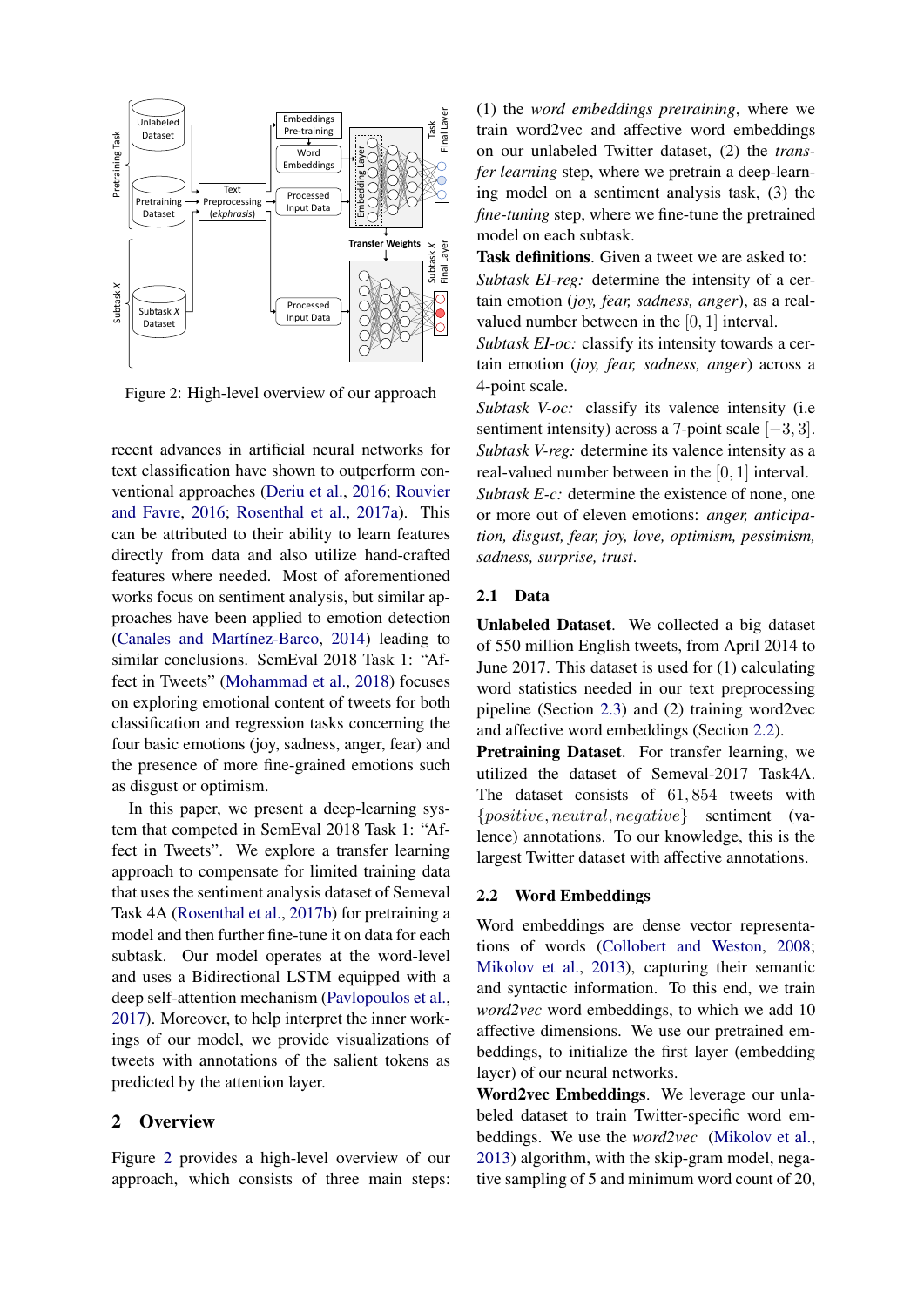Figure 2: High-level overview of our approach

recent advances in artificial neural networks for text classification have shown to outperform conventional approaches (Deriu et al., 2016; Rouvier and Favre, 2016; Rosenthal et al., 2017a). This can be attributed to their ability to learn features directly from data and also utilize hand-crafted features where needed. Most of aforementioned works focus on sentiment analysis, but similar approaches have been applied to emotion detection (Canales and Martínez-Barco, 2014) leading to similar conclusions. SemEval 2018 Task 1: "Affect in Tweets" (Mohammad et al., 2018) focuses on exploring emotional content of tweets for both classification and regression tasks concerning the four basic emotions (joy, sadness, anger, fear) and the presence of more fine-grained emotions such as disgust or optimism.

In this paper, we present a deep-learning system that competed in SemEval 2018 Task 1: "Affect in Tweets". We explore a transfer learning approach to compensate for limited training data that uses the sentiment analysis dataset of Semeval Task 4A (Rosenthal et al., 2017b) for pretraining a model and then further fine-tune it on data for each subtask. Our model operates at the word-level and uses a Bidirectional LSTM equipped with a deep self-attention mechanism (Pavlopoulos et al., 2017). Moreover, to help interpret the inner workings of our model, we provide visualizations of tweets with annotations of the salient tokens as predicted by the attention layer.

## 2 Overview

Figure 2 provides a high-level overview of our approach, which consists of three main steps: (1) the *word embeddings pretraining*, where we train word2vec and affective word embeddings on our unlabeled Twitter dataset, (2) the *transfer learning* step, where we pretrain a deep-learning model on a sentiment analysis task, (3) the *fine-tuning* step, where we fine-tune the pretrained model on each subtask.

**Task definitions**. Given a tweet we are asked to:

*Subtask EI-reg:* determine the intensity of a certain emotion (*joy, fear, sadness, anger*), as a real-valued number between in the $[0, 1]$ interval.

*Subtask EI-oc:* classify its intensity towards a certain emotion (*joy, fear, sadness, anger*) across a 4-point scale.

*Subtask V-oc:* classify its valence intensity (i.e sentiment intensity) across a 7-point scale $[-3, 3]$.

*Subtask V-reg:* determine its valence intensity as a real-valued number between in the $[0, 1]$ interval.

*Subtask E-c:* determine the existence of none, one or more out of eleven emotions: *anger, anticipation, disgust, fear, joy, love, optimism, pessimism, sadness, surprise, trust*.

### 2.1 Data

**Unlabeled Dataset**. We collected a big dataset of 550 million English tweets, from April 2014 to June 2017. This dataset is used for (1) calculating word statistics needed in our text preprocessing pipeline (Section 2.3) and (2) training word2vec and affective word embeddings (Section 2.2).

**Pretraining Dataset**. For transfer learning, we utilized the dataset of Semeval-2017 Task4A. The dataset consists of $61,854$ tweets with $\{positive, neutral, negative\}$ sentiment (valence) annotations. To our knowledge, this is the largest Twitter dataset with affective annotations.

### 2.2 Word Embeddings

Word embeddings are dense vector representations of words (Collobert and Weston, 2008; Mikolov et al., 2013), capturing their semantic and syntactic information. To this end, we train *word2vec* word embeddings, to which we add 10 affective dimensions. We use our pretrained embeddings, to initialize the first layer (embedding layer) of our neural networks.

**Word2vec Embeddings**. We leverage our unlabeled dataset to train Twitter-specific word embeddings. We use the *word2vec* (Mikolov et al., 2013) algorithm, with the skip-gram model, negative sampling of 5 and minimum word count of 20,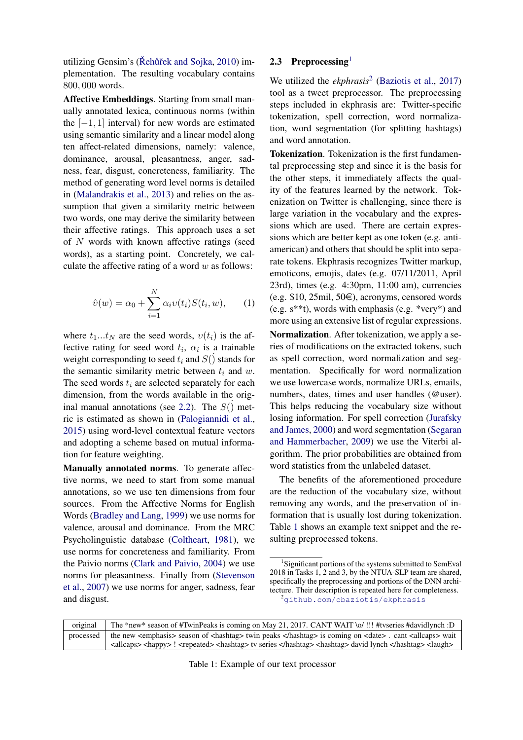utilizing Gensim's (Řehůřek and Sojka, 2010) implementation. The resulting vocabulary contains 800, 000 words.

**Affective Embeddings**. Starting from small manually annotated lexica, continuous norms (within the $[-1, 1]$ interval) for new words are estimated using semantic similarity and a linear model along ten affect-related dimensions, namely: valence, dominance, arousal, pleasantness, anger, sadness, fear, disgust, concreteness, familiarity. The method of generating word level norms is detailed in (Malandrakis et al., 2013) and relies on the assumption that given a similarity metric between two words, one may derive the similarity between their affective ratings. This approach uses a set of $N$ words with known affective ratings (seed words), as a starting point. Concretely, we calculate the affective rating of a word $w$ as follows:

$$\hat{\upsilon}(w) = \alpha_0 + \sum_{i=1}^{N} \alpha_i \upsilon(t_i) S(t_i, w), \qquad (1)$$

where $t_1...t_N$ are the seed words, $\upsilon(t_i)$ is the affective rating for seed word $t_i$, $\alpha_i$ is a trainable weight corresponding to seed $t_i$ and $S(\dot{)}$ stands for the semantic similarity metric between $t_i$ and $w$. The seed words $t_i$ are selected separately for each dimension, from the words available in the original manual annotations (see 2.2). The $S(\dot{)}$ metric is estimated as shown in (Palogiannidi et al., 2015) using word-level contextual feature vectors and adopting a scheme based on mutual information for feature weighting.

**Manually annotated norms**. To generate affective norms, we need to start from some manual annotations, so we use ten dimensions from four sources. From the Affective Norms for English Words (Bradley and Lang, 1999) we use norms for valence, arousal and dominance. From the MRC Psycholinguistic database (Coltheart, 1981), we use norms for concreteness and familiarity. From the Paivio norms (Clark and Paivio, 2004) we use norms for pleasantness. Finally from (Stevenson et al., 2007) we use norms for anger, sadness, fear and disgust.

## 2.3 Preprocessing[1]

We utilized the *ekphrasis*[2] (Baziotis et al., 2017) tool as a tweet preprocessor. The preprocessing steps included in ekphrasis are: Twitter-specific tokenization, spell correction, word normalization, word segmentation (for splitting hashtags) and word annotation.

**Tokenization**. Tokenization is the first fundamental preprocessing step and since it is the basis for the other steps, it immediately affects the quality of the features learned by the network. Tokenization on Twitter is challenging, since there is large variation in the vocabulary and the expressions which are used. There are certain expressions which are better kept as one token (e.g. anti-american) and others that should be split into separate tokens. Ekphrasis recognizes Twitter markup, emoticons, emojis, dates (e.g. 07/11/2011, April 23rd), times (e.g. 4:30pm, 11:00 am), currencies (e.g. $10, 25mil, 50€), acronyms, censored words (e.g. s**t), words with emphasis (e.g. *very*) and more using an extensive list of regular expressions.

**Normalization**. After tokenization, we apply a series of modifications on the extracted tokens, such as spell correction, word normalization and segmentation. Specifically for word normalization we use lowercase words, normalize URLs, emails, numbers, dates, times and user handles (@user). This helps reducing the vocabulary size without losing information. For spell correction (Jurafsky and James, 2000) and word segmentation (Segaran and Hammerbacher, 2009) we use the Viterbi algorithm. The prior probabilities are obtained from word statistics from the unlabeled dataset.

The benefits of the aforementioned procedure are the reduction of the vocabulary size, without removing any words, and the preservation of information that is usually lost during tokenization. Table 1 shows an example text snippet and the resulting preprocessed tokens.

[1] Significant portions of the systems submitted to SemEval 2018 in Tasks 1, 2 and 3, by the NTUA-SLP team are shared, specifically the preprocessing and portions of the DNN architecture. Their description is repeated here for completeness.

[2] github.com/cbaziotis/ekphrasis

| | |
|---|---|
| original | The *new* season of #TwinPeaks is coming on May 21, 2017. CANT WAIT \o/ !!! #tvseries #davidlynch :D |
| processed | the new &lt;emphasis&gt; season of &lt;hashtag&gt; twin peaks &lt;/hashtag&gt; is coming on &lt;date&gt; . cant &lt;allcaps&gt; wait &lt;allcaps&gt; &lt;happy&gt; ! &lt;repeated&gt; &lt;hashtag&gt; tv series &lt;/hashtag&gt; &lt;hashtag&gt; david lynch &lt;/hashtag&gt; &lt;laugh&gt; |

Table 1: Example of our text processor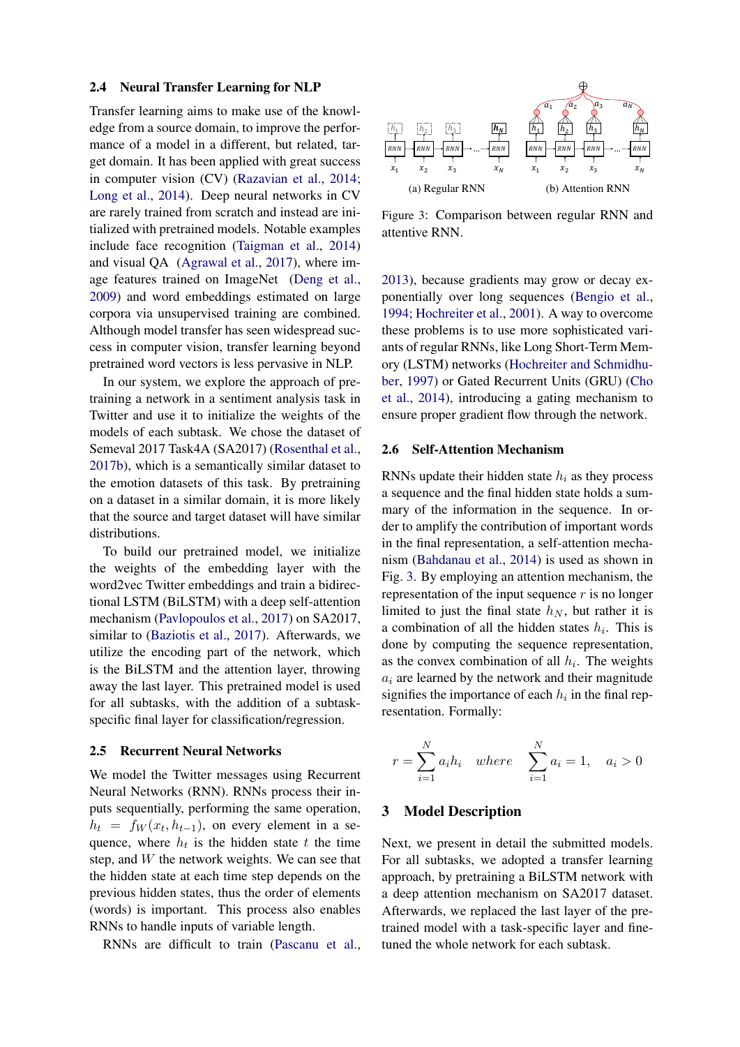### 2.4 Neural Transfer Learning for NLP

Transfer learning aims to make use of the knowledge from a source domain, to improve the performance of a model in a different, but related, target domain. It has been applied with great success in computer vision (CV) (Razavian et al., 2014; Long et al., 2014). Deep neural networks in CV are rarely trained from scratch and instead are initialized with pretrained models. Notable examples include face recognition (Taigman et al., 2014) and visual QA (Agrawal et al., 2017), where image features trained on ImageNet (Deng et al., 2009) and word embeddings estimated on large corpora via unsupervised training are combined. Although model transfer has seen widespread success in computer vision, transfer learning beyond pretrained word vectors is less pervasive in NLP.

In our system, we explore the approach of pretraining a network in a sentiment analysis task in Twitter and use it to initialize the weights of the models of each subtask. We chose the dataset of Semeval 2017 Task4A (SA2017) (Rosenthal et al., 2017b), which is a semantically similar dataset to the emotion datasets of this task. By pretraining on a dataset in a similar domain, it is more likely that the source and target dataset will have similar distributions.

To build our pretrained model, we initialize the weights of the embedding layer with the word2vec Twitter embeddings and train a bidirectional LSTM (BiLSTM) with a deep self-attention mechanism (Pavlopoulos et al., 2017) on SA2017, similar to (Baziotis et al., 2017). Afterwards, we utilize the encoding part of the network, which is the BiLSTM and the attention layer, throwing away the last layer. This pretrained model is used for all subtasks, with the addition of a subtask-specific final layer for classification/regression.

### 2.5 Recurrent Neural Networks

We model the Twitter messages using Recurrent Neural Networks (RNN). RNNs process their inputs sequentially, performing the same operation, $h_t = f_W(x_t, h_{t-1})$, on every element in a sequence, where $h_t$ is the hidden state $t$ the time step, and $W$ the network weights. We can see that the hidden state at each time step depends on the previous hidden states, thus the order of elements (words) is important. This process also enables RNNs to handle inputs of variable length.

RNNs are difficult to train (Pascanu et al., 2013), because gradients may grow or decay exponentially over long sequences (Bengio et al., 1994; Hochreiter et al., 2001). A way to overcome these problems is to use more sophisticated variants of regular RNNs, like Long Short-Term Memory (LSTM) networks (Hochreiter and Schmidhuber, 1997) or Gated Recurrent Units (GRU) (Cho et al., 2014), introducing a gating mechanism to ensure proper gradient flow through the network.

(a) Regular RNN (b) Attention RNN

Figure 3: Comparison between regular RNN and attentive RNN.

### 2.6 Self-Attention Mechanism

RNNs update their hidden state $h_i$ as they process a sequence and the final hidden state holds a summary of the information in the sequence. In order to amplify the contribution of important words in the final representation, a self-attention mechanism (Bahdanau et al., 2014) is used as shown in Fig. 3. By employing an attention mechanism, the representation of the input sequence $r$ is no longer limited to just the final state $h_N$, but rather it is a combination of all the hidden states $h_i$. This is done by computing the sequence representation, as the convex combination of all $h_i$. The weights $a_i$ are learned by the network and their magnitude signifies the importance of each $h_i$ in the final representation. Formally:

$$r = \sum_{i=1}^{N} a_i h_i \quad where \quad \sum_{i=1}^{N} a_i = 1, \quad a_i > 0$$

## 3 Model Description

Next, we present in detail the submitted models. For all subtasks, we adopted a transfer learning approach, by pretraining a BiLSTM network with a deep attention mechanism on SA2017 dataset. Afterwards, we replaced the last layer of the pretrained model with a task-specific layer and fine-tuned the whole network for each subtask.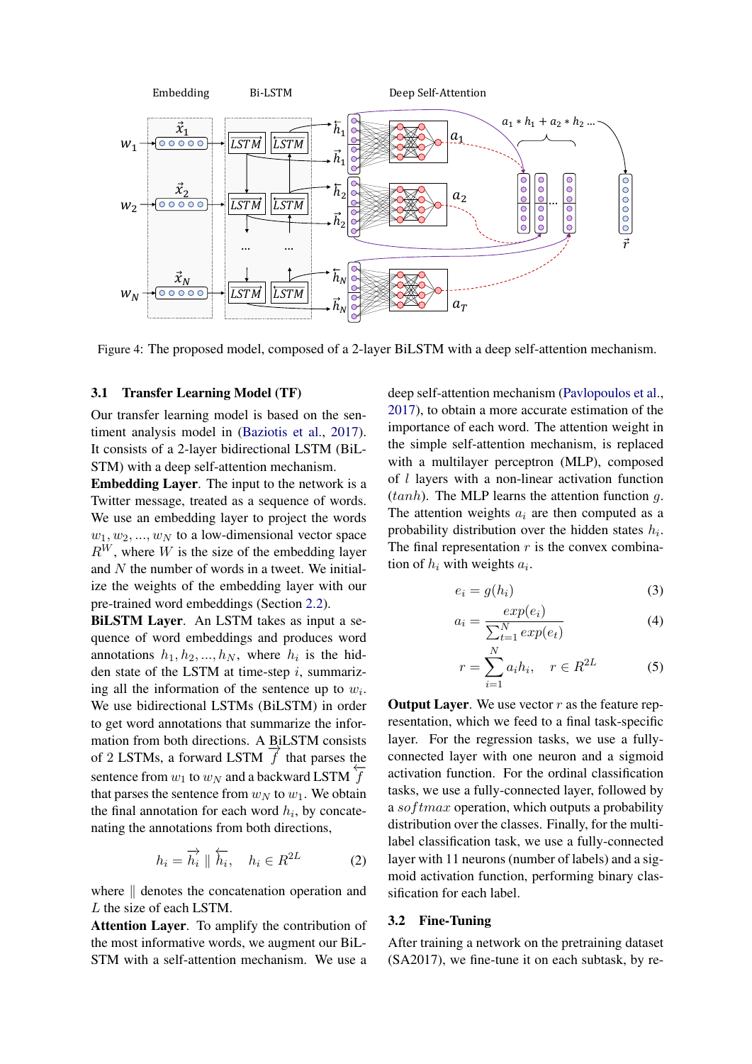Figure 4: The proposed model, composed of a 2-layer BiLSTM with a deep self-attention mechanism.

### 3.1 Transfer Learning Model (TF)

Our transfer learning model is based on the sentiment analysis model in (Baziotis et al., 2017). It consists of a 2-layer bidirectional LSTM (BiLSTM) with a deep self-attention mechanism.

**Embedding Layer**. The input to the network is a Twitter message, treated as a sequence of words. We use an embedding layer to project the words $w_1, w_2, ..., w_N$ to a low-dimensional vector space $R^W$, where $W$ is the size of the embedding layer and $N$ the number of words in a tweet. We initialize the weights of the embedding layer with our pre-trained word embeddings (Section 2.2).

**BiLSTM Layer**. An LSTM takes as input a sequence of word embeddings and produces word annotations $h_1, h_2, ..., h_N$, where $h_i$ is the hidden state of the LSTM at time-step $i$, summarizing all the information of the sentence up to $w_i$. We use bidirectional LSTMs (BiLSTM) in order to get word annotations that summarize the information from both directions. A BiLSTM consists of 2 LSTMs, a forward LSTM $\overrightarrow{f}$ that parses the sentence from $w_1$ to $w_N$ and a backward LSTM $\overleftarrow{f}$ that parses the sentence from $w_N$ to $w_1$. We obtain the final annotation for each word $h_i$, by concatenating the annotations from both directions,

$$h_i = \overrightarrow{h_i} \parallel \overleftarrow{h_i}, \quad h_i \in R^{2L} \tag{2}$$

where $\parallel$ denotes the concatenation operation and $L$ the size of each LSTM.

**Attention Layer**. To amplify the contribution of the most informative words, we augment our BiLSTM with a self-attention mechanism. We use a deep self-attention mechanism (Pavlopoulos et al., 2017), to obtain a more accurate estimation of the importance of each word. The attention weight in the simple self-attention mechanism, is replaced with a multilayer perceptron (MLP), composed of $l$ layers with a non-linear activation function ($tanh$). The MLP learns the attention function $g$. The attention weights $a_i$ are then computed as a probability distribution over the hidden states $h_i$. The final representation $r$ is the convex combination of $h_i$ with weights $a_i$.

$$e_i = g(h_i) \tag{3}$$

$$a_i = \frac{exp(e_i)}{\sum_{t=1}^{N} exp(e_t)} \tag{4}$$

$$r = \sum_{i=1}^{N} a_i h_i, \quad r \in R^{2L} \tag{5}$$

**Output Layer**. We use vector $r$ as the feature representation, which we feed to a final task-specific layer. For the regression tasks, we use a fully-connected layer with one neuron and a sigmoid activation function. For the ordinal classification tasks, we use a fully-connected layer, followed by a $softmax$ operation, which outputs a probability distribution over the classes. Finally, for the multi-label classification task, we use a fully-connected layer with 11 neurons (number of labels) and a sigmoid activation function, performing binary classification for each label.

### 3.2 Fine-Tuning

After training a network on the pretraining dataset (SA2017), we fine-tune it on each subtask, by re-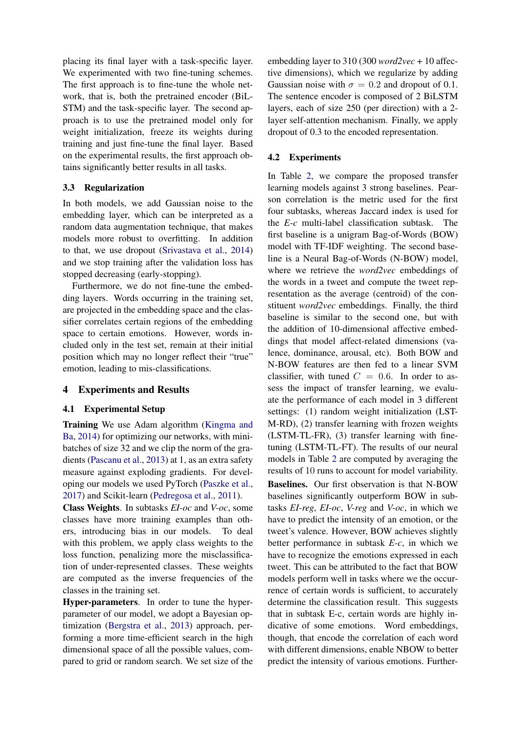placing its final layer with a task-specific layer. We experimented with two fine-tuning schemes. The first approach is to fine-tune the whole network, that is, both the pretrained encoder (BiLSTM) and the task-specific layer. The second approach is to use the pretrained model only for weight initialization, freeze its weights during training and just fine-tune the final layer. Based on the experimental results, the first approach obtains significantly better results in all tasks.

### 3.3 Regularization

In both models, we add Gaussian noise to the embedding layer, which can be interpreted as a random data augmentation technique, that makes models more robust to overfitting. In addition to that, we use dropout (Srivastava et al., 2014) and we stop training after the validation loss has stopped decreasing (early-stopping).

Furthermore, we do not fine-tune the embedding layers. Words occurring in the training set, are projected in the embedding space and the classifier correlates certain regions of the embedding space to certain emotions. However, words included only in the test set, remain at their initial position which may no longer reflect their "true" emotion, leading to mis-classifications.

## 4 Experiments and Results

### 4.1 Experimental Setup

**Training** We use Adam algorithm (Kingma and Ba, 2014) for optimizing our networks, with mini-batches of size 32 and we clip the norm of the gradients (Pascanu et al., 2013) at 1, as an extra safety measure against exploding gradients. For developing our models we used PyTorch (Paszke et al., 2017) and Scikit-learn (Pedregosa et al., 2011).

**Class Weights**. In subtasks *EI-oc* and *V-oc*, some classes have more training examples than others, introducing bias in our models. To deal with this problem, we apply class weights to the loss function, penalizing more the misclassification of under-represented classes. These weights are computed as the inverse frequencies of the classes in the training set.

**Hyper-parameters**. In order to tune the hyper-parameter of our model, we adopt a Bayesian optimization (Bergstra et al., 2013) approach, performing a more time-efficient search in the high dimensional space of all the possible values, compared to grid or random search. We set size of the embedding layer to 310 (300 *word2vec* + 10 affective dimensions), which we regularize by adding Gaussian noise with $\sigma = 0.2$ and dropout of 0.1. The sentence encoder is composed of 2 BiLSTM layers, each of size 250 (per direction) with a 2-layer self-attention mechanism. Finally, we apply dropout of 0.3 to the encoded representation.

### 4.2 Experiments

In Table 2, we compare the proposed transfer learning models against 3 strong baselines. Pearson correlation is the metric used for the first four subtasks, whereas Jaccard index is used for the *E-c* multi-label classification subtask. The first baseline is a unigram Bag-of-Words (BOW) model with TF-IDF weighting. The second baseline is a Neural Bag-of-Words (N-BOW) model, where we retrieve the *word2vec* embeddings of the words in a tweet and compute the tweet representation as the average (centroid) of the constituent *word2vec* embeddings. Finally, the third baseline is similar to the second one, but with the addition of 10-dimensional affective embeddings that model affect-related dimensions (valence, dominance, arousal, etc). Both BOW and N-BOW features are then fed to a linear SVM classifier, with tuned $C = 0.6$. In order to assess the impact of transfer learning, we evaluate the performance of each model in 3 different settings: (1) random weight initialization (LSTM-RD), (2) transfer learning with frozen weights (LSTM-TL-FR), (3) transfer learning with fine-tuning (LSTM-TL-FT). The results of our neural models in Table 2 are computed by averaging the results of 10 runs to account for model variability.

**Baselines.** Our first observation is that N-BOW baselines significantly outperform BOW in subtasks *EI-reg*, *EI-oc*, *V-reg* and *V-oc*, in which we have to predict the intensity of an emotion, or the tweet's valence. However, BOW achieves slightly better performance in subtask *E-c*, in which we have to recognize the emotions expressed in each tweet. This can be attributed to the fact that BOW models perform well in tasks where we the occurrence of certain words is sufficient, to accurately determine the classification result. This suggests that in subtask E-c, certain words are highly indicative of some emotions. Word embeddings, though, that encode the correlation of each word with different dimensions, enable NBOW to better predict the intensity of various emotions. Further-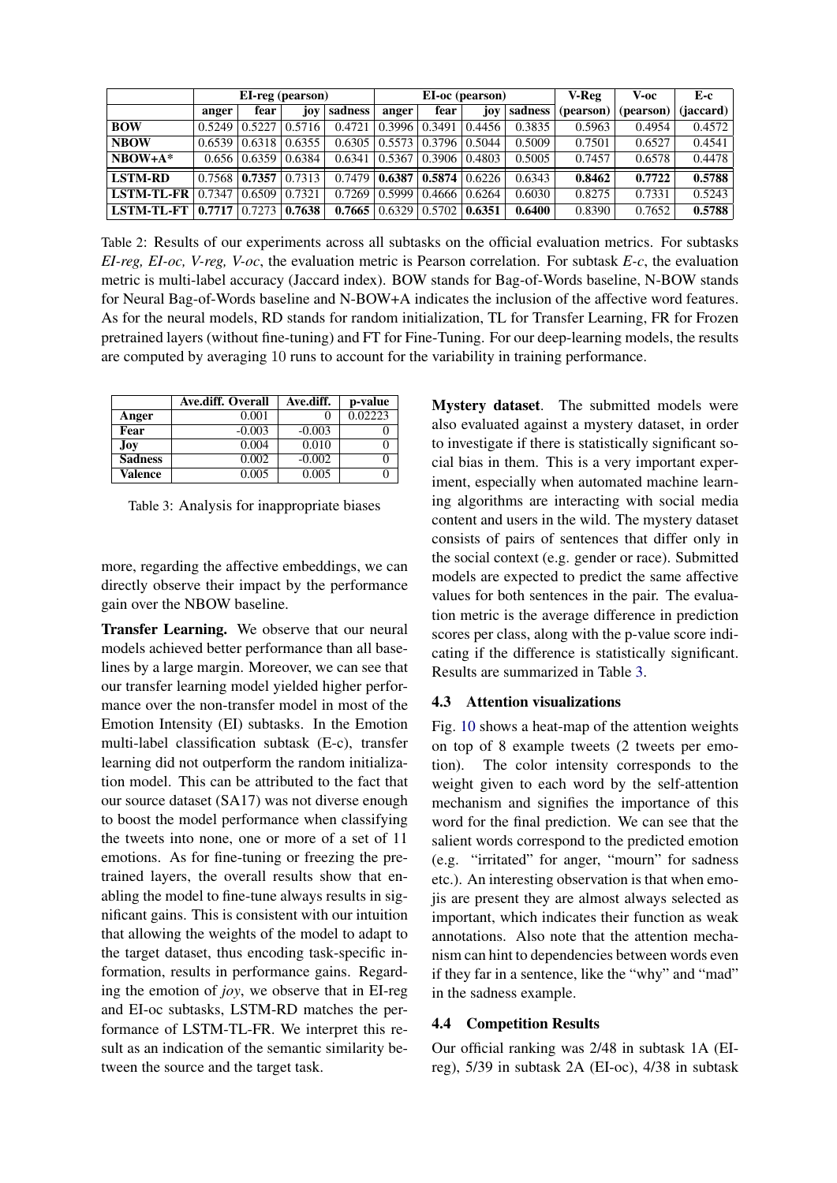| | EI-reg (pearson) | | | | EI-oc (pearson) | | | | V-Reg | V-oc | E-c |
|---|---|---|---|---|---|---|---|---|---|---|---|
| | anger | fear | joy | sadness | anger | fear | joy | sadness | (pearson) | (pearson) | (jaccard) |
| **BOW** | 0.5249 | 0.5227 | 0.5716 | 0.4721 | 0.3996 | 0.3491 | 0.4456 | 0.3835 | 0.5963 | 0.4954 | 0.4572 |
| **NBOW** | 0.6539 | 0.6318 | 0.6355 | 0.6305 | 0.5573 | 0.3796 | 0.5044 | 0.5009 | 0.7501 | 0.6527 | 0.4541 |
| **NBOW+A*** | 0.656 | 0.6359 | 0.6384 | 0.6341 | 0.5367 | 0.3906 | 0.4803 | 0.5005 | 0.7457 | 0.6578 | 0.4478 |
| **LSTM-RD** | 0.7568 | **0.7357** | 0.7313 | 0.7479 | **0.6387** | **0.5874** | 0.6226 | 0.6343 | **0.8462** | **0.7722** | **0.5788** |
| **LSTM-TL-FR** | 0.7347 | 0.6509 | 0.7321 | 0.7269 | 0.5999 | 0.4666 | 0.6264 | 0.6030 | 0.8275 | 0.7331 | 0.5243 |
| **LSTM-TL-FT** | **0.7717** | 0.7273 | **0.7638** | **0.7665** | 0.6329 | 0.5702 | **0.6351** | **0.6400** | 0.8390 | 0.7652 | **0.5788** |

Table 2: Results of our experiments across all subtasks on the official evaluation metrics. For subtasks *EI-reg, EI-oc, V-reg, V-oc*, the evaluation metric is Pearson correlation. For subtask *E-c*, the evaluation metric is multi-label accuracy (Jaccard index). BOW stands for Bag-of-Words baseline, N-BOW stands for Neural Bag-of-Words baseline and N-BOW+A indicates the inclusion of the affective word features. As for the neural models, RD stands for random initialization, TL for Transfer Learning, FR for Frozen pretrained layers (without fine-tuning) and FT for Fine-Tuning. For our deep-learning models, the results are computed by averaging 10 runs to account for the variability in training performance.

| | Ave.diff. Overall | Ave.diff. | p-value |
|---|---|---|---|
| **Anger** | 0.001 | 0 | 0.02223 |
| **Fear** | -0.003 | -0.003 | 0 |
| **Joy** | 0.004 | 0.010 | 0 |
| **Sadness** | 0.002 | -0.002 | 0 |
| **Valence** | 0.005 | 0.005 | 0 |

Table 3: Analysis for inappropriate biases

more, regarding the affective embeddings, we can directly observe their impact by the performance gain over the NBOW baseline.

**Transfer Learning.** We observe that our neural models achieved better performance than all baselines by a large margin. Moreover, we can see that our transfer learning model yielded higher performance over the non-transfer model in most of the Emotion Intensity (EI) subtasks. In the Emotion multi-label classification subtask (E-c), transfer learning did not outperform the random initialization model. This can be attributed to the fact that our source dataset (SA17) was not diverse enough to boost the model performance when classifying the tweets into none, one or more of a set of 11 emotions. As for fine-tuning or freezing the pretrained layers, the overall results show that enabling the model to fine-tune always results in significant gains. This is consistent with our intuition that allowing the weights of the model to adapt to the target dataset, thus encoding task-specific information, results in performance gains. Regarding the emotion of *joy*, we observe that in EI-reg and EI-oc subtasks, LSTM-RD matches the performance of LSTM-TL-FR. We interpret this result as an indication of the semantic similarity between the source and the target task.

**Mystery dataset**. The submitted models were also evaluated against a mystery dataset, in order to investigate if there is statistically significant social bias in them. This is a very important experiment, especially when automated machine learning algorithms are interacting with social media content and users in the wild. The mystery dataset consists of pairs of sentences that differ only in the social context (e.g. gender or race). Submitted models are expected to predict the same affective values for both sentences in the pair. The evaluation metric is the average difference in prediction scores per class, along with the p-value score indicating if the difference is statistically significant. Results are summarized in Table 3.

### 4.3 Attention visualizations

Fig. 10 shows a heat-map of the attention weights on top of 8 example tweets (2 tweets per emotion). The color intensity corresponds to the weight given to each word by the self-attention mechanism and signifies the importance of this word for the final prediction. We can see that the salient words correspond to the predicted emotion (e.g. "irritated" for anger, "mourn" for sadness etc.). An interesting observation is that when emojis are present they are almost always selected as important, which indicates their function as weak annotations. Also note that the attention mechanism can hint to dependencies between words even if they far in a sentence, like the "why" and "mad" in the sadness example.

### 4.4 Competition Results

Our official ranking was 2/48 in subtask 1A (EI-reg), 5/39 in subtask 2A (EI-oc), 4/38 in subtask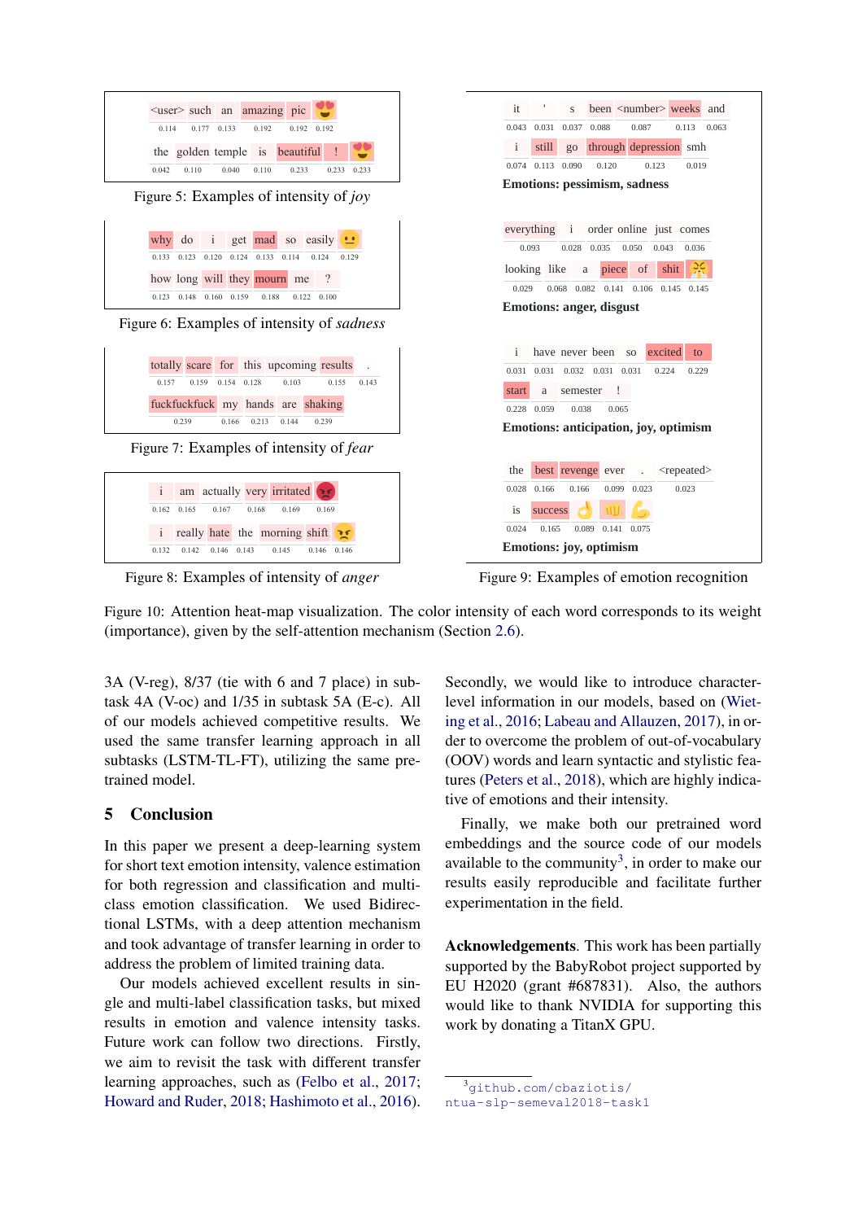| <user> | such | an | amazing | pic | 😍 |
|---|---|---|---|---|---|
| 0.114 | 0.177 | 0.133 | 0.192 | 0.192 | 0.192 |

| the | golden | temple | is | beautiful | ! | 😍 |
|---|---|---|---|---|---|---|
| 0.042 | 0.110 | 0.040 | 0.110 | 0.233 | 0.233 | 0.233 |

Figure 5: Examples of intensity of *joy*

| why | do | i | get | mad | so | easily | 😐 |
|---|---|---|---|---|---|---|---|
| 0.133 | 0.123 | 0.120 | 0.124 | 0.133 | 0.114 | 0.124 | 0.129 |

| how | long | will | they | mourn | me | ? |
|---|---|---|---|---|---|---|
| 0.123 | 0.148 | 0.160 | 0.159 | 0.188 | 0.122 | 0.100 |

Figure 6: Examples of intensity of *sadness*

| totally | scare | for | this | upcoming | results | . |
|---|---|---|---|---|---|---|
| 0.157 | 0.159 | 0.154 | 0.128 | 0.103 | 0.155 | 0.143 |

| fuckfuckfuck | my | hands | are | shaking |
|---|---|---|---|---|
| 0.239 | 0.166 | 0.213 | 0.144 | 0.239 |

Figure 7: Examples of intensity of *fear*

| i | am | actually | very | irritated | 😡 |
|---|---|---|---|---|---|
| 0.162 | 0.165 | 0.167 | 0.168 | 0.169 | 0.169 |

| i | really | hate | the | morning | shift | 😠 |
|---|---|---|---|---|---|---|
| 0.132 | 0.142 | 0.146 | 0.143 | 0.145 | 0.146 | 0.146 |

Figure 8: Examples of intensity of *anger*

| it | ' | s | been | <number> | weeks | and |
|---|---|---|---|---|---|---|
| 0.043 | 0.031 | 0.037 | 0.088 | 0.087 | 0.113 | 0.063 |

| i | still | go | through | depression | smh |
|---|---|---|---|---|---|
| 0.074 | 0.113 | 0.090 | 0.120 | 0.123 | 0.019 |

**Emotions: pessimism, sadness**

| everything | i | order | online | just | comes |
|---|---|---|---|---|---|
| 0.093 | 0.028 | 0.035 | 0.050 | 0.043 | 0.036 |

| looking | like | a | piece | of | shit | 😤 |
|---|---|---|---|---|---|---|
| 0.029 | 0.068 | 0.082 | 0.141 | 0.106 | 0.145 | 0.145 |

**Emotions: anger, disgust**

| i | have | never | been | so | excited | to |
|---|---|---|---|---|---|---|
| 0.031 | 0.031 | 0.032 | 0.031 | 0.031 | 0.224 | 0.229 |

| start | a | semester | ! |
|---|---|---|---|
| 0.228 | 0.059 | 0.038 | 0.065 |

**Emotions: anticipation, joy, optimism**

| the | best | revenge | ever | . | <repeated> |
|---|---|---|---|---|---|
| 0.028 | 0.166 | 0.166 | 0.099 | 0.023 | 0.023 |

| is | success | 👌 | 👊 | 💪 |
|---|---|---|---|---|
| 0.024 | 0.165 | 0.089 | 0.141 | 0.075 |

**Emotions: joy, optimism**

Figure 9: Examples of emotion recognition

Figure 10: Attention heat-map visualization. The color intensity of each word corresponds to its weight (importance), given by the self-attention mechanism (Section 2.6).

3A (V-reg), 8/37 (tie with 6 and 7 place) in subtask 4A (V-oc) and 1/35 in subtask 5A (E-c). All of our models achieved competitive results. We used the same transfer learning approach in all subtasks (LSTM-TL-FT), utilizing the same pretrained model.

## 5 Conclusion

In this paper we present a deep-learning system for short text emotion intensity, valence estimation for both regression and classification and multi-class emotion classification. We used Bidirectional LSTMs, with a deep attention mechanism and took advantage of transfer learning in order to address the problem of limited training data.

Our models achieved excellent results in single and multi-label classification tasks, but mixed results in emotion and valence intensity tasks. Future work can follow two directions. Firstly, we aim to revisit the task with different transfer learning approaches, such as (Felbo et al., 2017; Howard and Ruder, 2018; Hashimoto et al., 2016). Secondly, we would like to introduce character-level information in our models, based on (Wieting et al., 2016; Labeau and Allauzen, 2017), in order to overcome the problem of out-of-vocabulary (OOV) words and learn syntactic and stylistic features (Peters et al., 2018), which are highly indicative of emotions and their intensity.

Finally, we make both our pretrained word embeddings and the source code of our models available to the community[3], in order to make our results easily reproducible and facilitate further experimentation in the field.

**Acknowledgements**. This work has been partially supported by the BabyRobot project supported by EU H2020 (grant #687831). Also, the authors would like to thank NVIDIA for supporting this work by donating a TitanX GPU.

[3] github.com/cbaziotis/ntua-slp-semeval2018-task1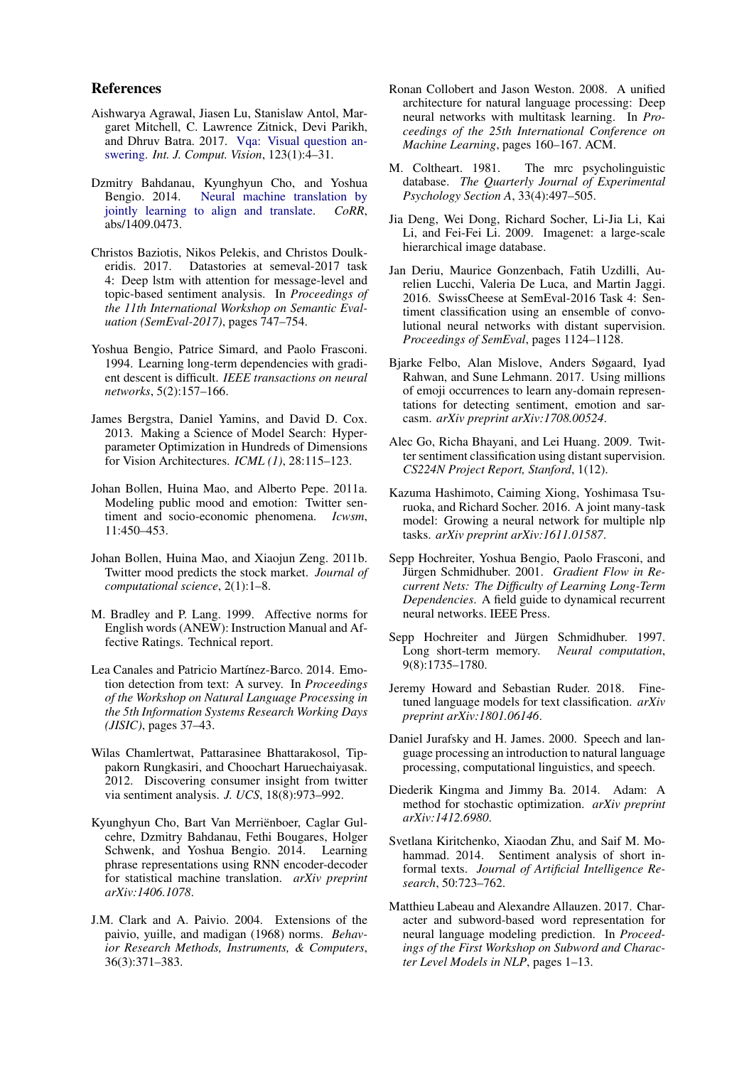## References

Aishwarya Agrawal, Jiasen Lu, Stanislaw Antol, Margaret Mitchell, C. Lawrence Zitnick, Devi Parikh, and Dhruv Batra. 2017. Vqa: Visual question answering. *Int. J. Comput. Vision*, 123(1):4–31.

Dzmitry Bahdanau, Kyunghyun Cho, and Yoshua Bengio. 2014. Neural machine translation by jointly learning to align and translate. *CoRR*, abs/1409.0473.

Christos Baziotis, Nikos Pelekis, and Christos Doulkeridis. 2017. Datastories at semeval-2017 task 4: Deep lstm with attention for message-level and topic-based sentiment analysis. In *Proceedings of the 11th International Workshop on Semantic Evaluation (SemEval-2017)*, pages 747–754.

Yoshua Bengio, Patrice Simard, and Paolo Frasconi. 1994. Learning long-term dependencies with gradient descent is difficult. *IEEE transactions on neural networks*, 5(2):157–166.

James Bergstra, Daniel Yamins, and David D. Cox. 2013. Making a Science of Model Search: Hyperparameter Optimization in Hundreds of Dimensions for Vision Architectures. *ICML (1)*, 28:115–123.

Johan Bollen, Huina Mao, and Alberto Pepe. 2011a. Modeling public mood and emotion: Twitter sentiment and socio-economic phenomena. *Icwsm*, 11:450–453.

Johan Bollen, Huina Mao, and Xiaojun Zeng. 2011b. Twitter mood predicts the stock market. *Journal of computational science*, 2(1):1–8.

M. Bradley and P. Lang. 1999. Affective norms for English words (ANEW): Instruction Manual and Affective Ratings. Technical report.

Lea Canales and Patricio Martínez-Barco. 2014. Emotion detection from text: A survey. In *Proceedings of the Workshop on Natural Language Processing in the 5th Information Systems Research Working Days (JISIC)*, pages 37–43.

Wilas Chamlertwat, Pattarasinee Bhattarakosol, Tippakorn Rungkasiri, and Choochart Haruechaiyasak. 2012. Discovering consumer insight from twitter via sentiment analysis. *J. UCS*, 18(8):973–992.

Kyunghyun Cho, Bart Van Merriënboer, Caglar Gulcehre, Dzmitry Bahdanau, Fethi Bougares, Holger Schwenk, and Yoshua Bengio. 2014. Learning phrase representations using RNN encoder-decoder for statistical machine translation. *arXiv preprint arXiv:1406.1078*.

J.M. Clark and A. Paivio. 2004. Extensions of the paivio, yuille, and madigan (1968) norms. *Behavior Research Methods, Instruments, & Computers*, 36(3):371–383.

Ronan Collobert and Jason Weston. 2008. A unified architecture for natural language processing: Deep neural networks with multitask learning. In *Proceedings of the 25th International Conference on Machine Learning*, pages 160–167. ACM.

M. Coltheart. 1981. The mrc psycholinguistic database. *The Quarterly Journal of Experimental Psychology Section A*, 33(4):497–505.

Jia Deng, Wei Dong, Richard Socher, Li-Jia Li, Kai Li, and Fei-Fei Li. 2009. Imagenet: a large-scale hierarchical image database.

Jan Deriu, Maurice Gonzenbach, Fatih Uzdilli, Aurelien Lucchi, Valeria De Luca, and Martin Jaggi. 2016. SwissCheese at SemEval-2016 Task 4: Sentiment classification using an ensemble of convolutional neural networks with distant supervision. *Proceedings of SemEval*, pages 1124–1128.

Bjarke Felbo, Alan Mislove, Anders Søgaard, Iyad Rahwan, and Sune Lehmann. 2017. Using millions of emoji occurrences to learn any-domain representations for detecting sentiment, emotion and sarcasm. *arXiv preprint arXiv:1708.00524*.

Alec Go, Richa Bhayani, and Lei Huang. 2009. Twitter sentiment classification using distant supervision. *CS224N Project Report, Stanford*, 1(12).

Kazuma Hashimoto, Caiming Xiong, Yoshimasa Tsuruoka, and Richard Socher. 2016. A joint many-task model: Growing a neural network for multiple nlp tasks. *arXiv preprint arXiv:1611.01587*.

Sepp Hochreiter, Yoshua Bengio, Paolo Frasconi, and Jürgen Schmidhuber. 2001. *Gradient Flow in Recurrent Nets: The Difficulty of Learning Long-Term Dependencies*. A field guide to dynamical recurrent neural networks. IEEE Press.

Sepp Hochreiter and Jürgen Schmidhuber. 1997. Long short-term memory. *Neural computation*, 9(8):1735–1780.

Jeremy Howard and Sebastian Ruder. 2018. Fine-tuned language models for text classification. *arXiv preprint arXiv:1801.06146*.

Daniel Jurafsky and H. James. 2000. Speech and language processing an introduction to natural language processing, computational linguistics, and speech.

Diederik Kingma and Jimmy Ba. 2014. Adam: A method for stochastic optimization. *arXiv preprint arXiv:1412.6980*.

Svetlana Kiritchenko, Xiaodan Zhu, and Saif M. Mohammad. 2014. Sentiment analysis of short informal texts. *Journal of Artificial Intelligence Research*, 50:723–762.

Matthieu Labeau and Alexandre Allauzen. 2017. Character and subword-based word representation for neural language modeling prediction. In *Proceedings of the First Workshop on Subword and Character Level Models in NLP*, pages 1–13.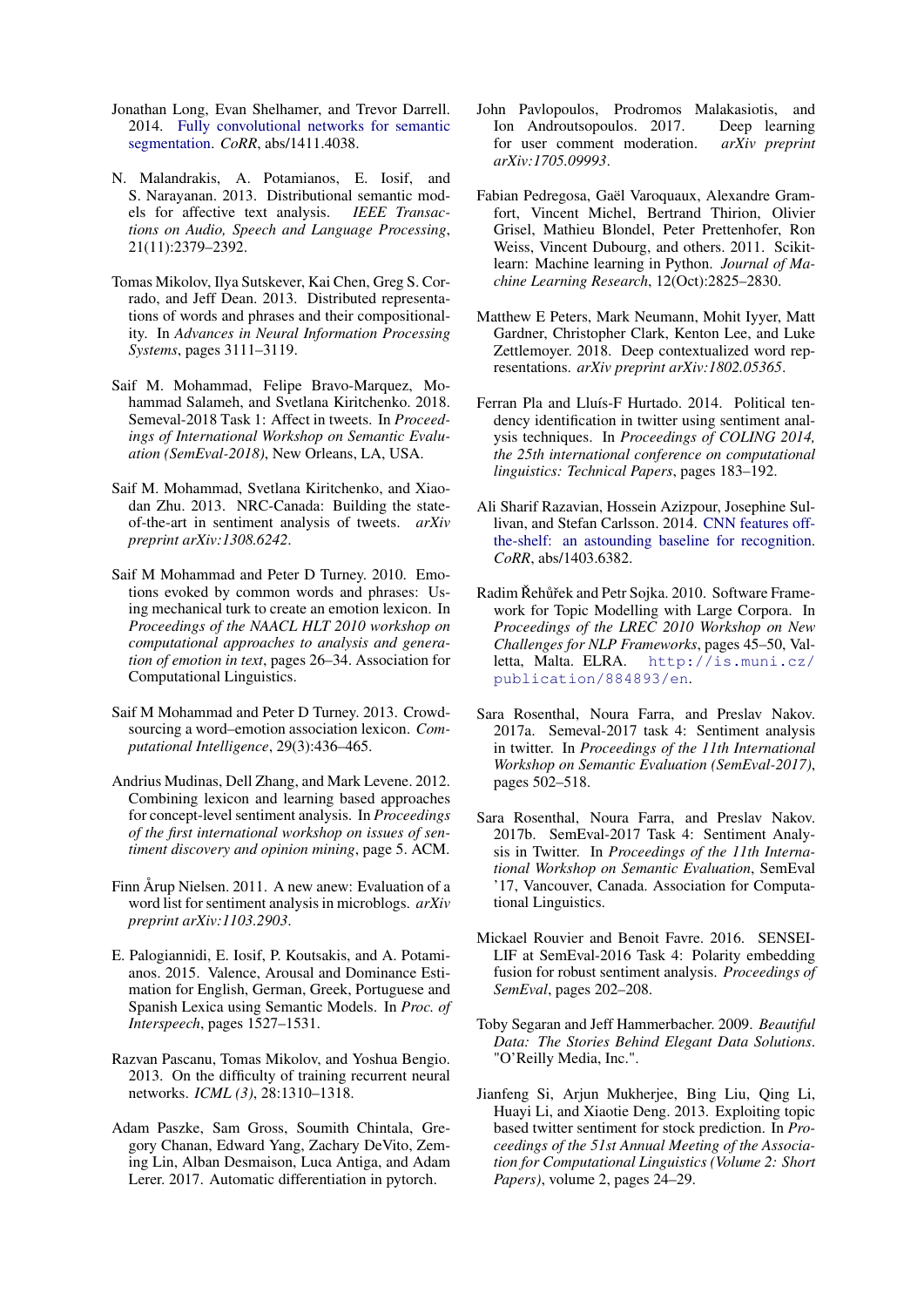Jonathan Long, Evan Shelhamer, and Trevor Darrell. 2014. Fully convolutional networks for semantic segmentation. *CoRR*, abs/1411.4038.

N. Malandrakis, A. Potamianos, E. Iosif, and S. Narayanan. 2013. Distributional semantic models for affective text analysis. *IEEE Transactions on Audio, Speech and Language Processing*, 21(11):2379–2392.

Tomas Mikolov, Ilya Sutskever, Kai Chen, Greg S. Corrado, and Jeff Dean. 2013. Distributed representations of words and phrases and their compositionality. In *Advances in Neural Information Processing Systems*, pages 3111–3119.

Saif M. Mohammad, Felipe Bravo-Marquez, Mohammad Salameh, and Svetlana Kiritchenko. 2018. Semeval-2018 Task 1: Affect in tweets. In *Proceedings of International Workshop on Semantic Evaluation (SemEval-2018)*, New Orleans, LA, USA.

Saif M. Mohammad, Svetlana Kiritchenko, and Xiaodan Zhu. 2013. NRC-Canada: Building the state-of-the-art in sentiment analysis of tweets. *arXiv preprint arXiv:1308.6242*.

Saif M Mohammad and Peter D Turney. 2010. Emotions evoked by common words and phrases: Using mechanical turk to create an emotion lexicon. In *Proceedings of the NAACL HLT 2010 workshop on computational approaches to analysis and generation of emotion in text*, pages 26–34. Association for Computational Linguistics.

Saif M Mohammad and Peter D Turney. 2013. Crowdsourcing a word–emotion association lexicon. *Computational Intelligence*, 29(3):436–465.

Andrius Mudinas, Dell Zhang, and Mark Levene. 2012. Combining lexicon and learning based approaches for concept-level sentiment analysis. In *Proceedings of the first international workshop on issues of sentiment discovery and opinion mining*, page 5. ACM.

Finn Årup Nielsen. 2011. A new anew: Evaluation of a word list for sentiment analysis in microblogs. *arXiv preprint arXiv:1103.2903*.

E. Palogiannidi, E. Iosif, P. Koutsakis, and A. Potamianos. 2015. Valence, Arousal and Dominance Estimation for English, German, Greek, Portuguese and Spanish Lexica using Semantic Models. In *Proc. of Interspeech*, pages 1527–1531.

Razvan Pascanu, Tomas Mikolov, and Yoshua Bengio. 2013. On the difficulty of training recurrent neural networks. *ICML (3)*, 28:1310–1318.

Adam Paszke, Sam Gross, Soumith Chintala, Gregory Chanan, Edward Yang, Zachary DeVito, Zeming Lin, Alban Desmaison, Luca Antiga, and Adam Lerer. 2017. Automatic differentiation in pytorch.

John Pavlopoulos, Prodromos Malakasiotis, and Ion Androutsopoulos. 2017. Deep learning for user comment moderation. *arXiv preprint arXiv:1705.09993*.

Fabian Pedregosa, Gaël Varoquaux, Alexandre Gramfort, Vincent Michel, Bertrand Thirion, Olivier Grisel, Mathieu Blondel, Peter Prettenhofer, Ron Weiss, Vincent Dubourg, and others. 2011. Scikit-learn: Machine learning in Python. *Journal of Machine Learning Research*, 12(Oct):2825–2830.

Matthew E Peters, Mark Neumann, Mohit Iyyer, Matt Gardner, Christopher Clark, Kenton Lee, and Luke Zettlemoyer. 2018. Deep contextualized word representations. *arXiv preprint arXiv:1802.05365*.

Ferran Pla and Lluís-F Hurtado. 2014. Political tendency identification in twitter using sentiment analysis techniques. In *Proceedings of COLING 2014, the 25th international conference on computational linguistics: Technical Papers*, pages 183–192.

Ali Sharif Razavian, Hossein Azizpour, Josephine Sullivan, and Stefan Carlsson. 2014. CNN features off-the-shelf: an astounding baseline for recognition. *CoRR*, abs/1403.6382.

Radim Řehůřek and Petr Sojka. 2010. Software Framework for Topic Modelling with Large Corpora. In *Proceedings of the LREC 2010 Workshop on New Challenges for NLP Frameworks*, pages 45–50, Valletta, Malta. ELRA. `http://is.muni.cz/publication/884893/en`.

Sara Rosenthal, Noura Farra, and Preslav Nakov. 2017a. Semeval-2017 task 4: Sentiment analysis in twitter. In *Proceedings of the 11th International Workshop on Semantic Evaluation (SemEval-2017)*, pages 502–518.

Sara Rosenthal, Noura Farra, and Preslav Nakov. 2017b. SemEval-2017 Task 4: Sentiment Analysis in Twitter. In *Proceedings of the 11th International Workshop on Semantic Evaluation*, SemEval '17, Vancouver, Canada. Association for Computational Linguistics.

Mickael Rouvier and Benoit Favre. 2016. SENSEI-LIF at SemEval-2016 Task 4: Polarity embedding fusion for robust sentiment analysis. *Proceedings of SemEval*, pages 202–208.

Toby Segaran and Jeff Hammerbacher. 2009. *Beautiful Data: The Stories Behind Elegant Data Solutions*. "O'Reilly Media, Inc.".

Jianfeng Si, Arjun Mukherjee, Bing Liu, Qing Li, Huayi Li, and Xiaotie Deng. 2013. Exploiting topic based twitter sentiment for stock prediction. In *Proceedings of the 51st Annual Meeting of the Association for Computational Linguistics (Volume 2: Short Papers)*, volume 2, pages 24–29.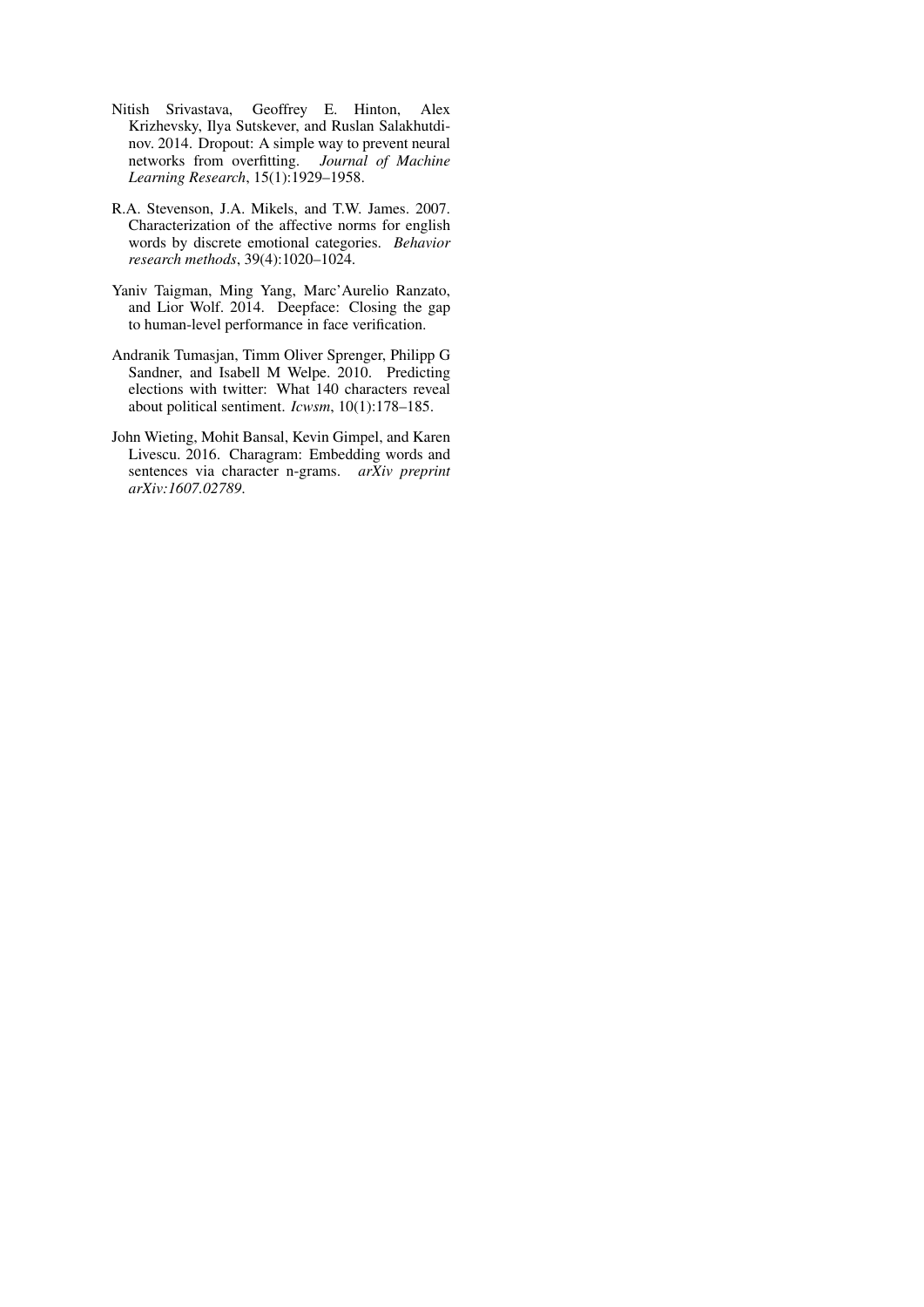Nitish Srivastava, Geoffrey E. Hinton, Alex Krizhevsky, Ilya Sutskever, and Ruslan Salakhutdinov. 2014. Dropout: A simple way to prevent neural networks from overfitting. *Journal of Machine Learning Research*, 15(1):1929–1958.

R.A. Stevenson, J.A. Mikels, and T.W. James. 2007. Characterization of the affective norms for english words by discrete emotional categories. *Behavior research methods*, 39(4):1020–1024.

Yaniv Taigman, Ming Yang, Marc'Aurelio Ranzato, and Lior Wolf. 2014. Deepface: Closing the gap to human-level performance in face verification.

Andranik Tumasjan, Timm Oliver Sprenger, Philipp G Sandner, and Isabell M Welpe. 2010. Predicting elections with twitter: What 140 characters reveal about political sentiment. *Icwsm*, 10(1):178–185.

John Wieting, Mohit Bansal, Kevin Gimpel, and Karen Livescu. 2016. Charagram: Embedding words and sentences via character n-grams. *arXiv preprint arXiv:1607.02789*.